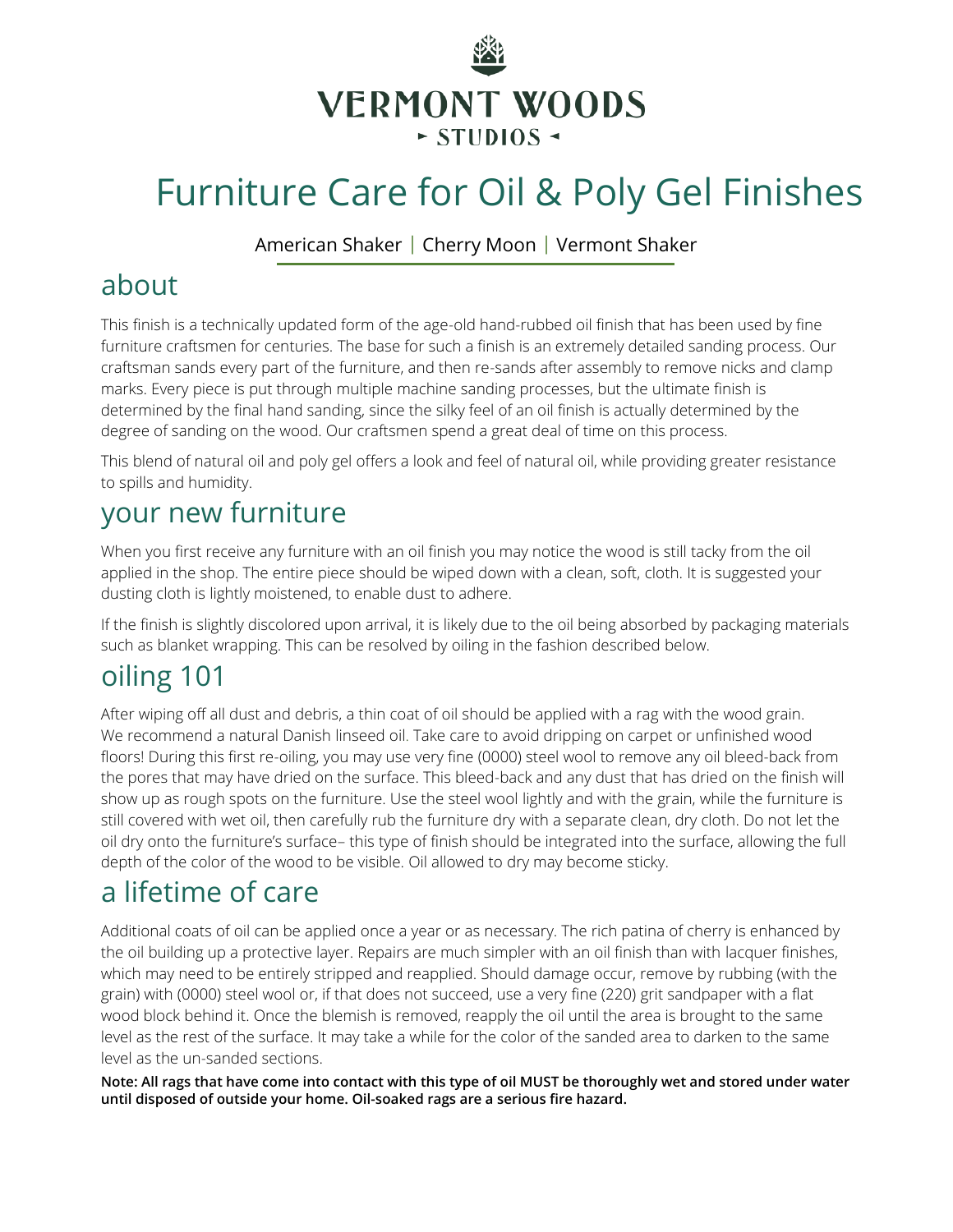VERMONT WOODS

▸ STUDIOS ◂

# Furniture Care for Oil & Poly Gel Finishes

American Shaker | Cherry Moon | Vermont Shaker

## about

This finish is a technically updated form of the age-old hand-rubbed oil finish that has been used by fine furniture craftsmen for centuries. The base for such a finish is an extremely detailed sanding process. Our craftsman sands every part of the furniture, and then re-sands after assembly to remove nicks and clamp marks. Every piece is put through multiple machine sanding processes, but the ultimate finish is determined by the final hand sanding, since the silky feel of an oil finish is actually determined by the degree of sanding on the wood. Our craftsmen spend a great deal of time on this process.

This blend of natural oil and poly gel offers a look and feel of natural oil, while providing greater resistance to spills and humidity.

## your new furniture

When you first receive any furniture with an oil finish you may notice the wood is still tacky from the oil applied in the shop. The entire piece should be wiped down with a clean, soft, cloth. It is suggested your dusting cloth is lightly moistened, to enable dust to adhere.

If the finish is slightly discolored upon arrival, it is likely due to the oil being absorbed by packaging materials such as blanket wrapping. This can be resolved by oiling in the fashion described below.

## oiling 101

After wiping off all dust and debris, a thin coat of oil should be applied with a rag with the wood grain. We recommend a natural Danish linseed oil. Take care to avoid dripping on carpet or unfinished wood floors! During this first re-oiling, you may use very fine (0000) steel wool to remove any oil bleed-back from the pores that may have dried on the surface. This bleed-back and any dust that has dried on the finish will show up as rough spots on the furniture. Use the steel wool lightly and with the grain, while the furniture is still covered with wet oil, then carefully rub the furniture dry with a separate clean, dry cloth. Do not let the oil dry onto the furniture's surface– this type of finish should be integrated into the surface, allowing the full depth of the color of the wood to be visible. Oil allowed to dry may become sticky.

## a lifetime of care

Additional coats of oil can be applied once a year or as necessary. The rich patina of cherry is enhanced by the oil building up a protective layer. Repairs are much simpler with an oil finish than with lacquer finishes, which may need to be entirely stripped and reapplied. Should damage occur, remove by rubbing (with the grain) with (0000) steel wool or, if that does not succeed, use a very fine (220) grit sandpaper with a flat wood block behind it. Once the blemish is removed, reapply the oil until the area is brought to the same level as the rest of the surface. It may take a while for the color of the sanded area to darken to the same level as the un-sanded sections.

**Note: All rags that have come into contact with this type of oil MUST be thoroughly wet and stored under water until disposed of outside your home. Oil-soaked rags are a serious fire hazard.**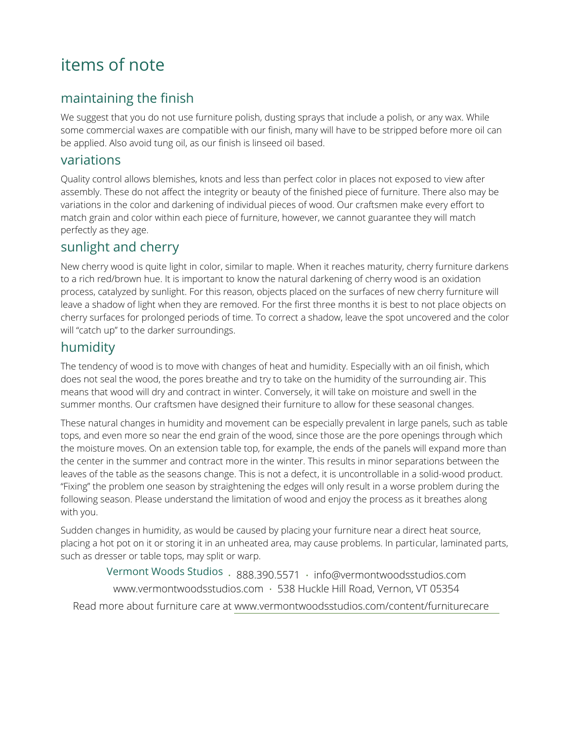# items of note

## maintaining the finish

We suggest that you do not use furniture polish, dusting sprays that include a polish, or any wax. While some commercial waxes are compatible with our finish, many will have to be stripped before more oil can be applied. Also avoid tung oil, as our finish is linseed oil based.

## variations

Quality control allows blemishes, knots and less than perfect color in places not exposed to view after assembly. These do not affect the integrity or beauty of the finished piece of furniture. There also may be variations in the color and darkening of individual pieces of wood. Our craftsmen make every effort to match grain and color within each piece of furniture, however, we cannot guarantee they will match perfectly as they age.

## sunlight and cherry

New cherry wood is quite light in color, similar to maple. When it reaches maturity, cherry furniture darkens to a rich red/brown hue. It is important to know the natural darkening of cherry wood is an oxidation process, catalyzed by sunlight. For this reason, objects placed on the surfaces of new cherry furniture will leave a shadow of light when they are removed. For the first three months it is best to not place objects on cherry surfaces for prolonged periods of time. To correct a shadow, leave the spot uncovered and the color will "catch up" to the darker surroundings.

## humidity

The tendency of wood is to move with changes of heat and humidity. Especially with an oil finish, which does not seal the wood, the pores breathe and try to take on the humidity of the surrounding air. This means that wood will dry and contract in winter. Conversely, it will take on moisture and swell in the summer months. Our craftsmen have designed their furniture to allow for these seasonal changes.

These natural changes in humidity and movement can be especially prevalent in large panels, such as table tops, and even more so near the end grain of the wood, since those are the pore openings through which the moisture moves. On an extension table top, for example, the ends of the panels will expand more than the center in the summer and contract more in the winter. This results in minor separations between the leaves of the table as the seasons change. This is not a defect, it is uncontrollable in a solid-wood product. "Fixing" the problem one season by straightening the edges will only result in a worse problem during the following season. Please understand the limitation of wood and enjoy the process as it breathes along with you.

Sudden changes in humidity, as would be caused by placing your furniture near a direct heat source, placing a hot pot on it or storing it in an unheated area, may cause problems. In particular, laminated parts, such as dresser or table tops, may split or warp.

Vermont Woods Studios · 888.390.5571 · info@vermontwoodsstudios.com
www.vermontwoodsstudios.com · 538 Huckle Hill Road, Vernon, VT 05354

Read more about furniture care at www.vermontwoodsstudios.com/content/furniturecare